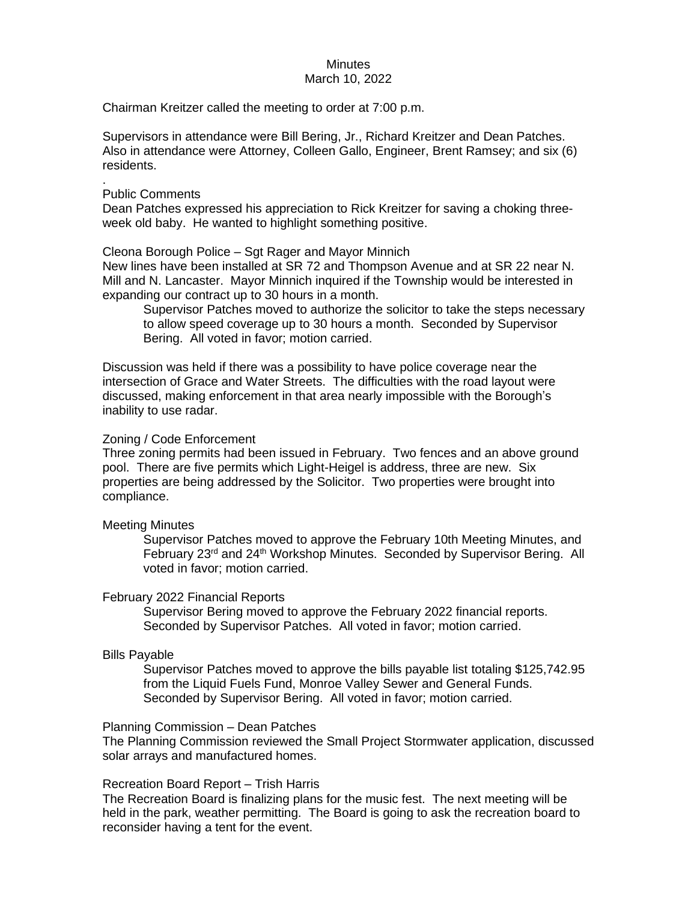# Minutes
## March 10, 2022

Chairman Kreitzer called the meeting to order at 7:00 p.m.

Supervisors in attendance were Bill Bering, Jr., Richard Kreitzer and Dean Patches. Also in attendance were Attorney, Colleen Gallo, Engineer, Brent Ramsey; and six (6) residents.

.

Public Comments
Dean Patches expressed his appreciation to Rick Kreitzer for saving a choking three-week old baby. He wanted to highlight something positive.

Cleona Borough Police – Sgt Rager and Mayor Minnich
New lines have been installed at SR 72 and Thompson Avenue and at SR 22 near N. Mill and N. Lancaster. Mayor Minnich inquired if the Township would be interested in expanding our contract up to 30 hours in a month.

> Supervisor Patches moved to authorize the solicitor to take the steps necessary to allow speed coverage up to 30 hours a month. Seconded by Supervisor Bering. All voted in favor; motion carried.

Discussion was held if there was a possibility to have police coverage near the intersection of Grace and Water Streets. The difficulties with the road layout were discussed, making enforcement in that area nearly impossible with the Borough's inability to use radar.

Zoning / Code Enforcement
Three zoning permits had been issued in February. Two fences and an above ground pool. There are five permits which Light-Heigel is address, three are new. Six properties are being addressed by the Solicitor. Two properties were brought into compliance.

Meeting Minutes

> Supervisor Patches moved to approve the February 10th Meeting Minutes, and February 23rd and 24th Workshop Minutes. Seconded by Supervisor Bering. All voted in favor; motion carried.

February 2022 Financial Reports

> Supervisor Bering moved to approve the February 2022 financial reports. Seconded by Supervisor Patches. All voted in favor; motion carried.

Bills Payable

> Supervisor Patches moved to approve the bills payable list totaling $125,742.95 from the Liquid Fuels Fund, Monroe Valley Sewer and General Funds. Seconded by Supervisor Bering. All voted in favor; motion carried.

Planning Commission – Dean Patches
The Planning Commission reviewed the Small Project Stormwater application, discussed solar arrays and manufactured homes.

Recreation Board Report – Trish Harris
The Recreation Board is finalizing plans for the music fest. The next meeting will be held in the park, weather permitting. The Board is going to ask the recreation board to reconsider having a tent for the event.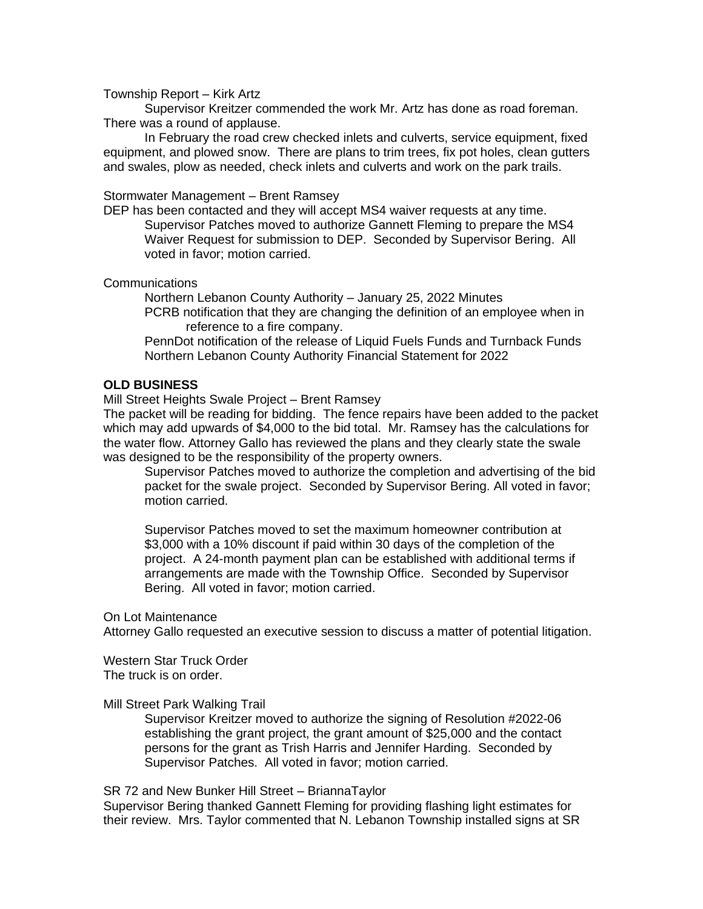Township Report – Kirk Artz

Supervisor Kreitzer commended the work Mr. Artz has done as road foreman. There was a round of applause.

In February the road crew checked inlets and culverts, service equipment, fixed equipment, and plowed snow. There are plans to trim trees, fix pot holes, clean gutters and swales, plow as needed, check inlets and culverts and work on the park trails.

Stormwater Management – Brent Ramsey

DEP has been contacted and they will accept MS4 waiver requests at any time.

> Supervisor Patches moved to authorize Gannett Fleming to prepare the MS4 Waiver Request for submission to DEP. Seconded by Supervisor Bering. All voted in favor; motion carried.

Communications

- Northern Lebanon County Authority – January 25, 2022 Minutes
- PCRB notification that they are changing the definition of an employee when in reference to a fire company.
- PennDot notification of the release of Liquid Fuels Funds and Turnback Funds
- Northern Lebanon County Authority Financial Statement for 2022

**OLD BUSINESS**

Mill Street Heights Swale Project – Brent Ramsey

The packet will be reading for bidding. The fence repairs have been added to the packet which may add upwards of $4,000 to the bid total. Mr. Ramsey has the calculations for the water flow. Attorney Gallo has reviewed the plans and they clearly state the swale was designed to be the responsibility of the property owners.

> Supervisor Patches moved to authorize the completion and advertising of the bid packet for the swale project. Seconded by Supervisor Bering. All voted in favor; motion carried.
>
> Supervisor Patches moved to set the maximum homeowner contribution at $3,000 with a 10% discount if paid within 30 days of the completion of the project. A 24-month payment plan can be established with additional terms if arrangements are made with the Township Office. Seconded by Supervisor Bering. All voted in favor; motion carried.

On Lot Maintenance

Attorney Gallo requested an executive session to discuss a matter of potential litigation.

Western Star Truck Order

The truck is on order.

Mill Street Park Walking Trail

> Supervisor Kreitzer moved to authorize the signing of Resolution #2022-06 establishing the grant project, the grant amount of $25,000 and the contact persons for the grant as Trish Harris and Jennifer Harding. Seconded by Supervisor Patches. All voted in favor; motion carried.

SR 72 and New Bunker Hill Street – BriannaTaylor

Supervisor Bering thanked Gannett Fleming for providing flashing light estimates for their review. Mrs. Taylor commented that N. Lebanon Township installed signs at SR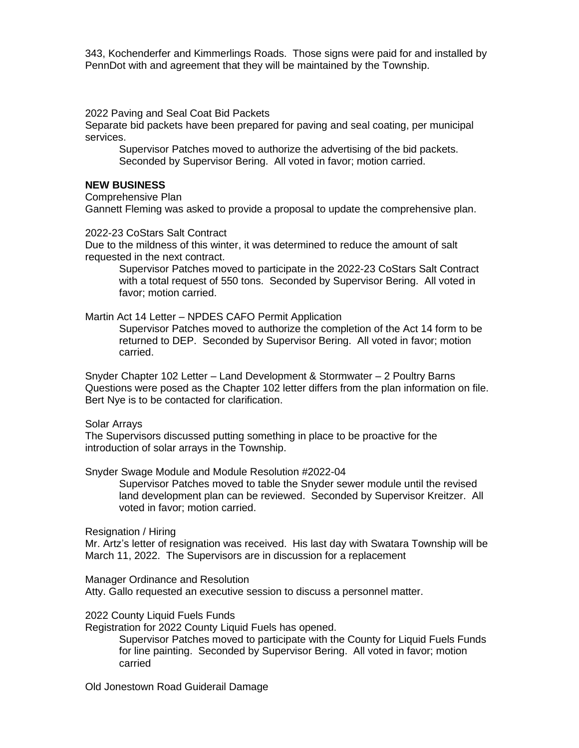343, Kochenderfer and Kimmerlings Roads. Those signs were paid for and installed by PennDot with and agreement that they will be maintained by the Township.

2022 Paving and Seal Coat Bid Packets

Separate bid packets have been prepared for paving and seal coating, per municipal services.

> Supervisor Patches moved to authorize the advertising of the bid packets. Seconded by Supervisor Bering. All voted in favor; motion carried.

**NEW BUSINESS**

Comprehensive Plan

Gannett Fleming was asked to provide a proposal to update the comprehensive plan.

2022-23 CoStars Salt Contract

Due to the mildness of this winter, it was determined to reduce the amount of salt requested in the next contract.

> Supervisor Patches moved to participate in the 2022-23 CoStars Salt Contract with a total request of 550 tons. Seconded by Supervisor Bering. All voted in favor; motion carried.

Martin Act 14 Letter – NPDES CAFO Permit Application

> Supervisor Patches moved to authorize the completion of the Act 14 form to be returned to DEP. Seconded by Supervisor Bering. All voted in favor; motion carried.

Snyder Chapter 102 Letter – Land Development & Stormwater – 2 Poultry Barns

Questions were posed as the Chapter 102 letter differs from the plan information on file. Bert Nye is to be contacted for clarification.

Solar Arrays

The Supervisors discussed putting something in place to be proactive for the introduction of solar arrays in the Township.

Snyder Swage Module and Module Resolution #2022-04

> Supervisor Patches moved to table the Snyder sewer module until the revised land development plan can be reviewed. Seconded by Supervisor Kreitzer. All voted in favor; motion carried.

Resignation / Hiring

Mr. Artz's letter of resignation was received. His last day with Swatara Township will be March 11, 2022. The Supervisors are in discussion for a replacement

Manager Ordinance and Resolution

Atty. Gallo requested an executive session to discuss a personnel matter.

2022 County Liquid Fuels Funds

Registration for 2022 County Liquid Fuels has opened.

> Supervisor Patches moved to participate with the County for Liquid Fuels Funds for line painting. Seconded by Supervisor Bering. All voted in favor; motion carried

Old Jonestown Road Guiderail Damage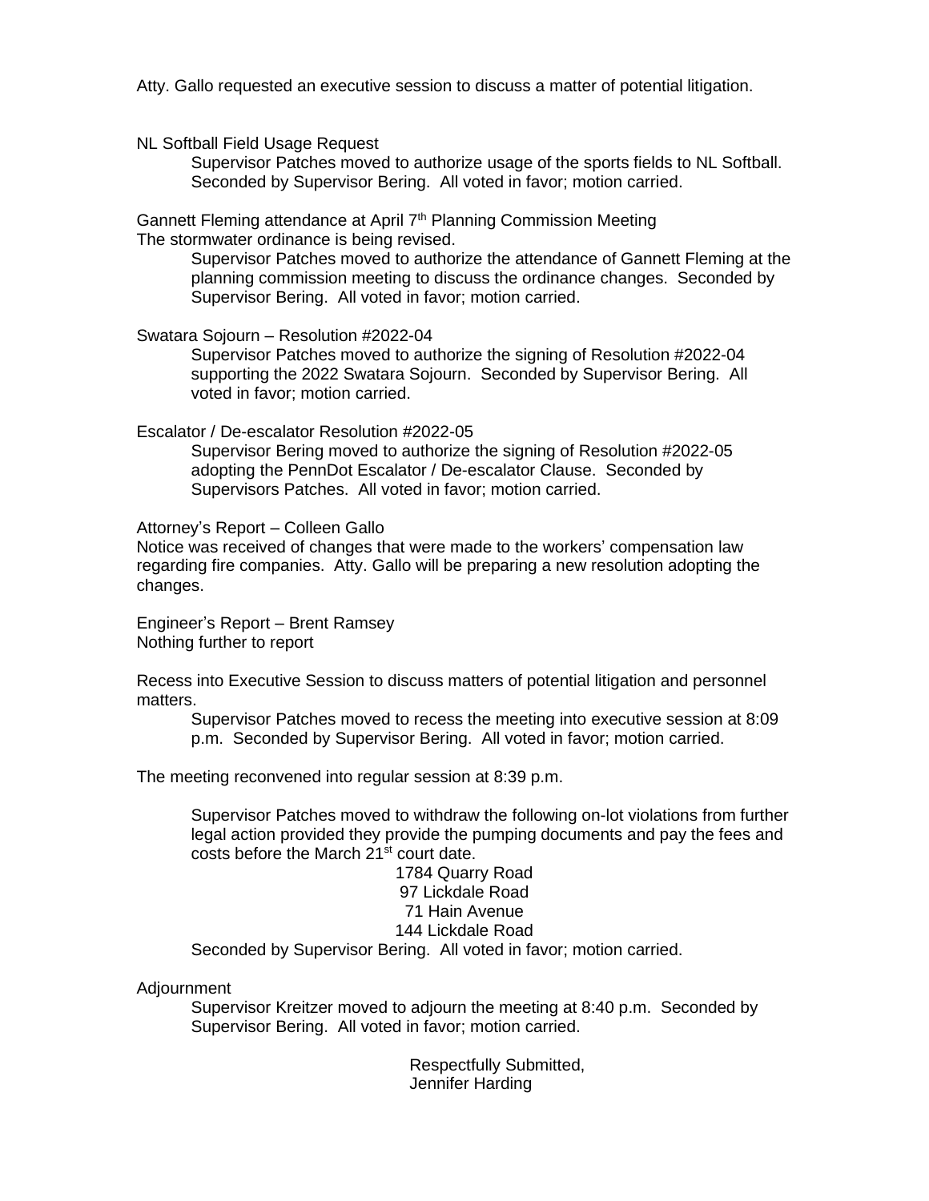Atty. Gallo requested an executive session to discuss a matter of potential litigation.

NL Softball Field Usage Request

Supervisor Patches moved to authorize usage of the sports fields to NL Softball. Seconded by Supervisor Bering. All voted in favor; motion carried.

Gannett Fleming attendance at April 7th Planning Commission Meeting
The stormwater ordinance is being revised.

Supervisor Patches moved to authorize the attendance of Gannett Fleming at the planning commission meeting to discuss the ordinance changes. Seconded by Supervisor Bering. All voted in favor; motion carried.

Swatara Sojourn – Resolution #2022-04

Supervisor Patches moved to authorize the signing of Resolution #2022-04 supporting the 2022 Swatara Sojourn. Seconded by Supervisor Bering. All voted in favor; motion carried.

Escalator / De-escalator Resolution #2022-05

Supervisor Bering moved to authorize the signing of Resolution #2022-05 adopting the PennDot Escalator / De-escalator Clause. Seconded by Supervisors Patches. All voted in favor; motion carried.

Attorney's Report – Colleen Gallo
Notice was received of changes that were made to the workers' compensation law regarding fire companies. Atty. Gallo will be preparing a new resolution adopting the changes.

Engineer's Report – Brent Ramsey
Nothing further to report

Recess into Executive Session to discuss matters of potential litigation and personnel matters.

Supervisor Patches moved to recess the meeting into executive session at 8:09 p.m. Seconded by Supervisor Bering. All voted in favor; motion carried.

The meeting reconvened into regular session at 8:39 p.m.

Supervisor Patches moved to withdraw the following on-lot violations from further legal action provided they provide the pumping documents and pay the fees and costs before the March 21st court date.

1784 Quarry Road
97 Lickdale Road
71 Hain Avenue
144 Lickdale Road

Seconded by Supervisor Bering. All voted in favor; motion carried.

Adjournment

Supervisor Kreitzer moved to adjourn the meeting at 8:40 p.m. Seconded by Supervisor Bering. All voted in favor; motion carried.

Respectfully Submitted,
Jennifer Harding